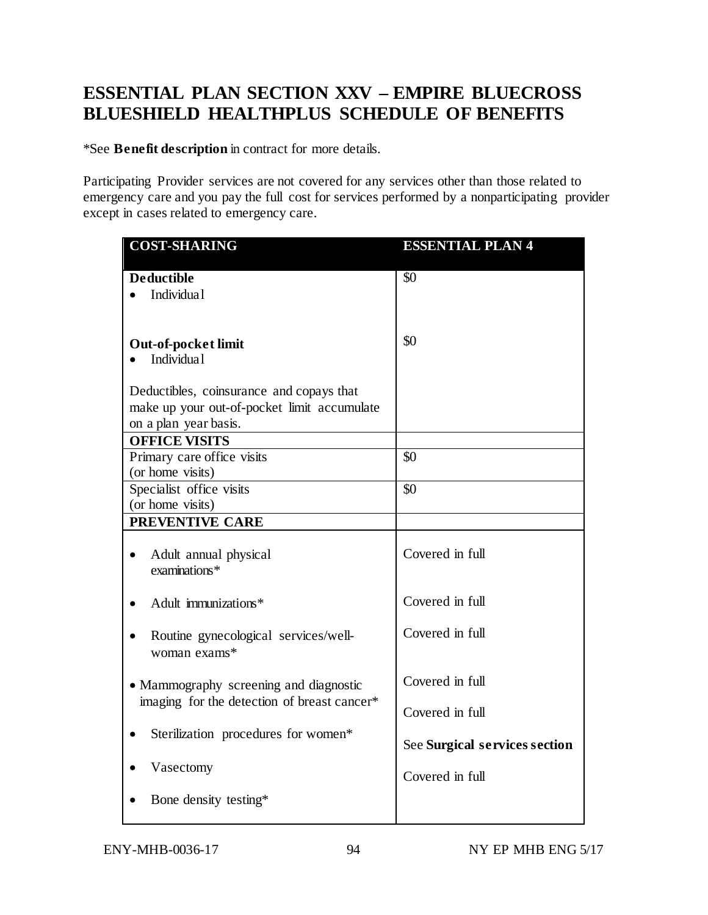# ESSENTIAL PLAN SECTION XXV – EMPIRE BLUECROSS BLUESHIELD HEALTHPLUS SCHEDULE OF BENEFITS

*See **Benefit description** in contract for more details.

Participating Provider services are not covered for any services other than those related to emergency care and you pay the full cost for services performed by a nonparticipating provider except in cases related to emergency care.

| COST-SHARING | ESSENTIAL PLAN 4 |
|---|---|
| **Deductible**<br>• Individual | $0 |
| **Out-of-pocket limit**<br>• Individual<br><br>Deductibles, coinsurance and copays that make up your out-of-pocket limit accumulate on a plan year basis. | $0 |
| **OFFICE VISITS** | |
| Primary care office visits (or home visits) | $0 |
| Specialist office visits (or home visits) | $0 |
| **PREVENTIVE CARE** | |
| • Adult annual physical examinations* | Covered in full |
| • Adult immunizations* | Covered in full |
| • Routine gynecological services/well-woman exams* | Covered in full |
| • Mammography screening and diagnostic imaging for the detection of breast cancer* | Covered in full |
| • Sterilization procedures for women* | Covered in full |
| • Vasectomy | See **Surgical services section** |
| • Bone density testing* | Covered in full |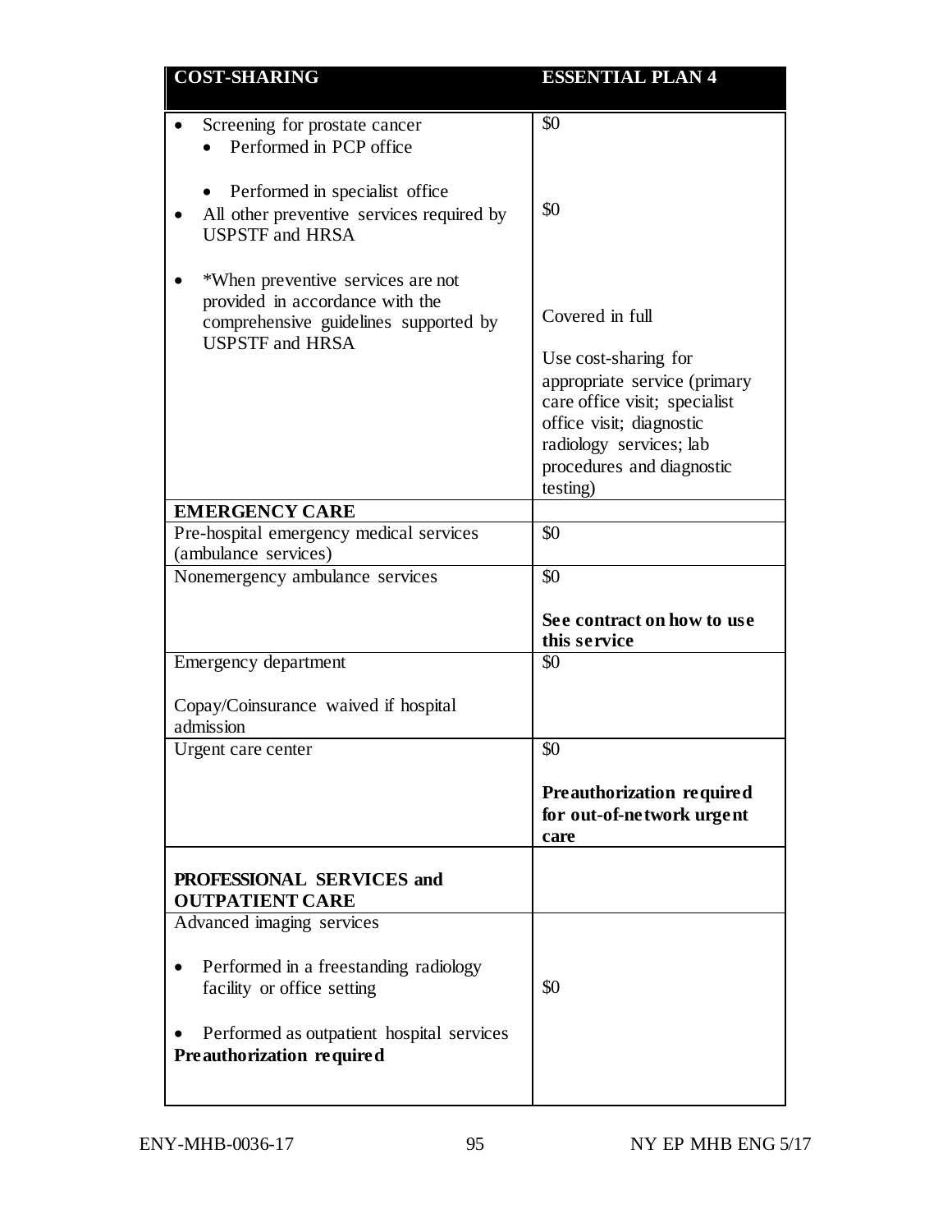| COST-SHARING | ESSENTIAL PLAN 4 |
|---|---|
| • Screening for prostate cancer<br>  • Performed in PCP office<br><br>  • Performed in specialist office<br>• All other preventive services required by USPSTF and HRSA<br><br>• *When preventive services are not provided in accordance with the comprehensive guidelines supported by USPSTF and HRSA | $0<br><br><br>$0<br><br><br>Covered in full<br><br>Use cost-sharing for appropriate service (primary care office visit; specialist office visit; diagnostic radiology services; lab procedures and diagnostic testing) |
| **EMERGENCY CARE** | |
| Pre-hospital emergency medical services (ambulance services) | $0 |
| Nonemergency ambulance services | $0<br><br>**See contract on how to use this service** |
| Emergency department<br><br>Copay/Coinsurance waived if hospital admission | $0 |
| Urgent care center | $0<br><br>**Preauthorization required for out-of-network urgent care** |
| **PROFESSIONAL SERVICES and OUTPATIENT CARE** | |
| Advanced imaging services<br><br>• Performed in a freestanding radiology facility or office setting<br><br>• Performed as outpatient hospital services<br>**Preauthorization required** | <br><br>$0 |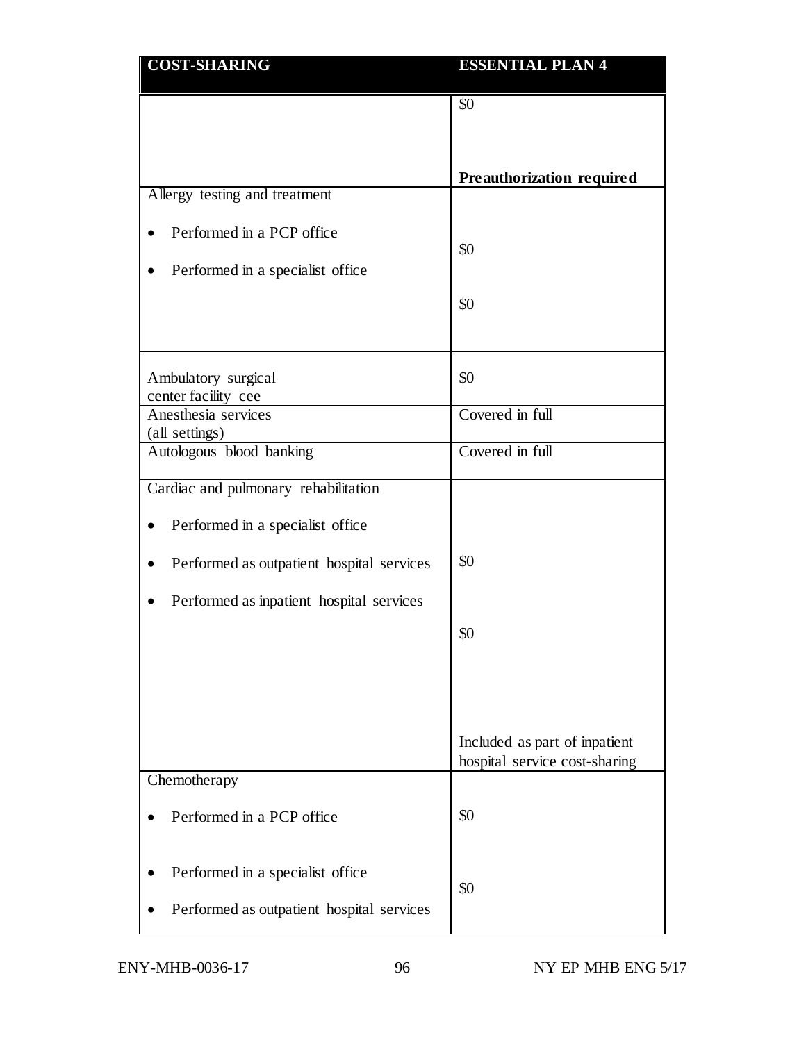| COST-SHARING | ESSENTIAL PLAN 4 |
|---|---|
| | $0<br><br>**Preauthorization required** |
| Allergy testing and treatment<br>• Performed in a PCP office<br>• Performed in a specialist office | $0<br><br>$0 |
| Ambulatory surgical center facility cee | $0 |
| Anesthesia services (all settings) | Covered in full |
| Autologous blood banking | Covered in full |
| Cardiac and pulmonary rehabilitation<br>• Performed in a specialist office<br>• Performed as outpatient hospital services<br>• Performed as inpatient hospital services | $0<br><br>$0<br><br>Included as part of inpatient hospital service cost-sharing |
| Chemotherapy<br>• Performed in a PCP office<br>• Performed in a specialist office<br>• Performed as outpatient hospital services | $0<br><br>$0 |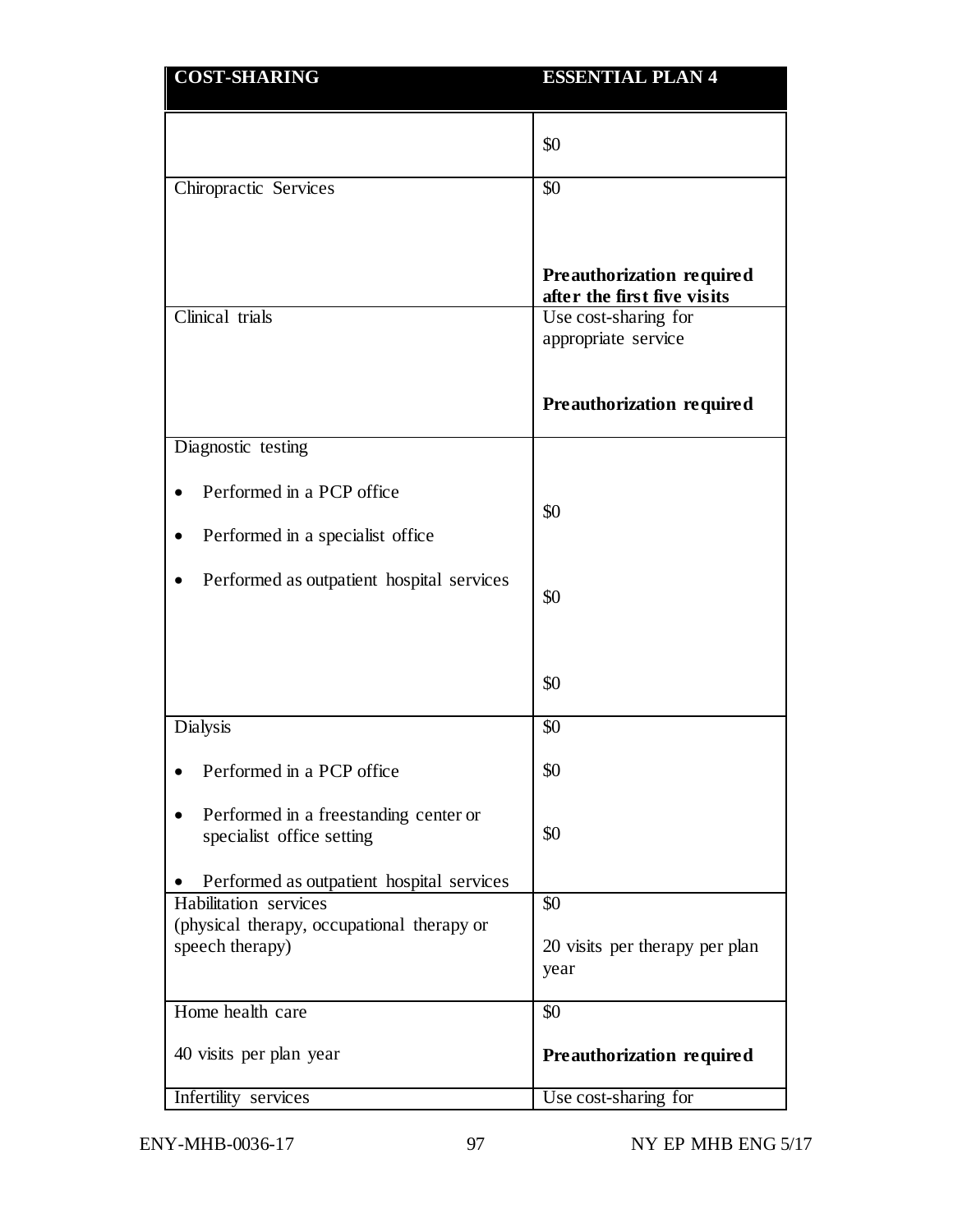| COST-SHARING | ESSENTIAL PLAN 4 |
|---|---|
| | $0 |
| Chiropractic Services | $0<br><br>**Preauthorization required after the first five visits** |
| Clinical trials | Use cost-sharing for appropriate service<br><br>**Preauthorization required** |
| Diagnostic testing<br>• Performed in a PCP office<br>• Performed in a specialist office<br>• Performed as outpatient hospital services | $0<br><br>$0<br><br>$0 |
| Dialysis<br>• Performed in a PCP office<br>• Performed in a freestanding center or specialist office setting<br>• Performed as outpatient hospital services | $0<br><br>$0<br><br>$0 |
| Habilitation services (physical therapy, occupational therapy or speech therapy) | $0<br><br>20 visits per therapy per plan year |
| Home health care<br><br>40 visits per plan year | $0<br><br>**Preauthorization required** |
| Infertility services | Use cost-sharing for |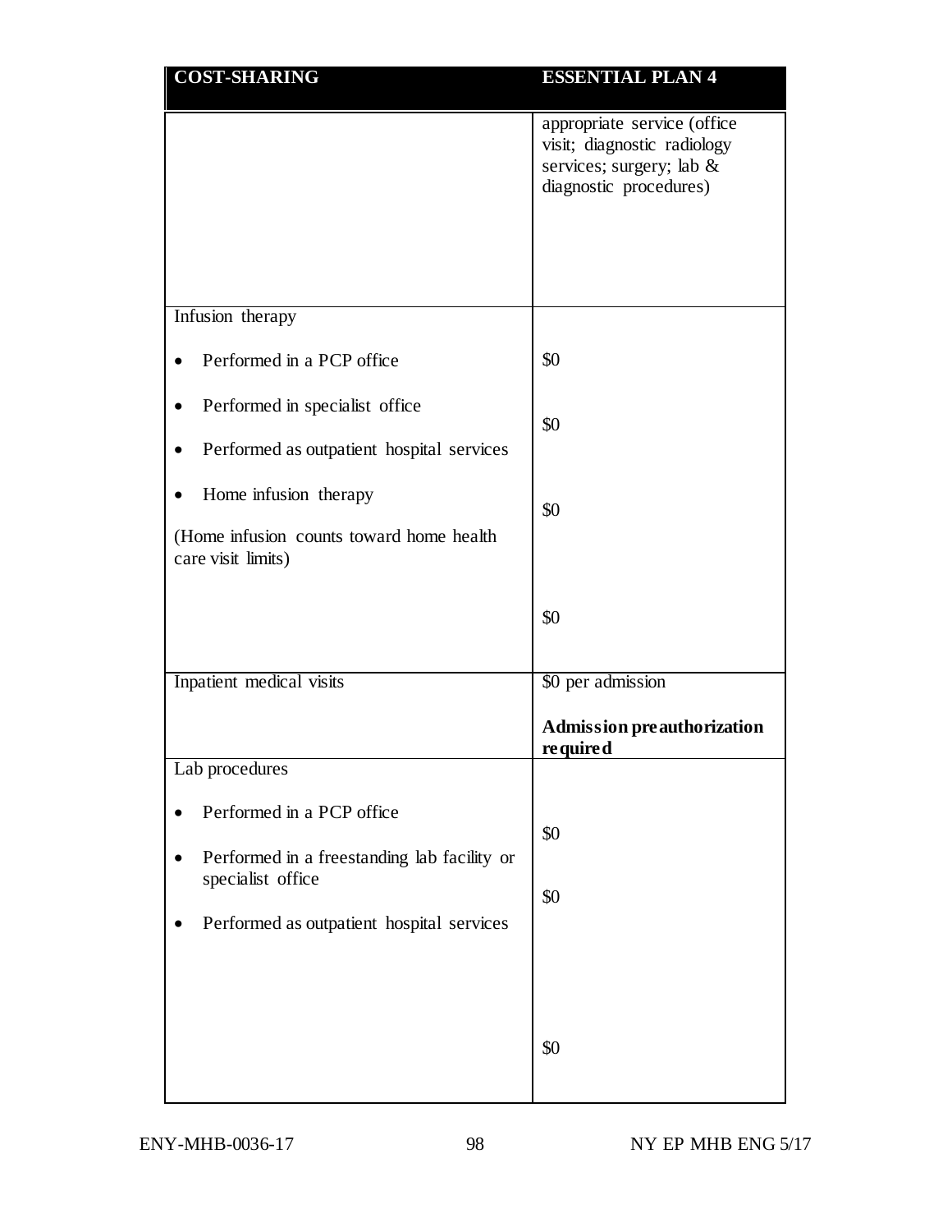| COST-SHARING | ESSENTIAL PLAN 4 |
|---|---|
| | appropriate service (office visit; diagnostic radiology services; surgery; lab & diagnostic procedures) |
| Infusion therapy<br><br>• Performed in a PCP office<br><br>• Performed in specialist office<br><br>• Performed as outpatient hospital services<br><br>• Home infusion therapy<br><br>(Home infusion counts toward home health care visit limits) | <br><br>$0<br><br>$0<br><br>$0<br><br>$0 |
| Inpatient medical visits | $0 per admission<br><br>**Admission preauthorization required** |
| Lab procedures<br><br>• Performed in a PCP office<br><br>• Performed in a freestanding lab facility or specialist office<br><br>• Performed as outpatient hospital services | <br><br>$0<br><br>$0<br><br>$0 |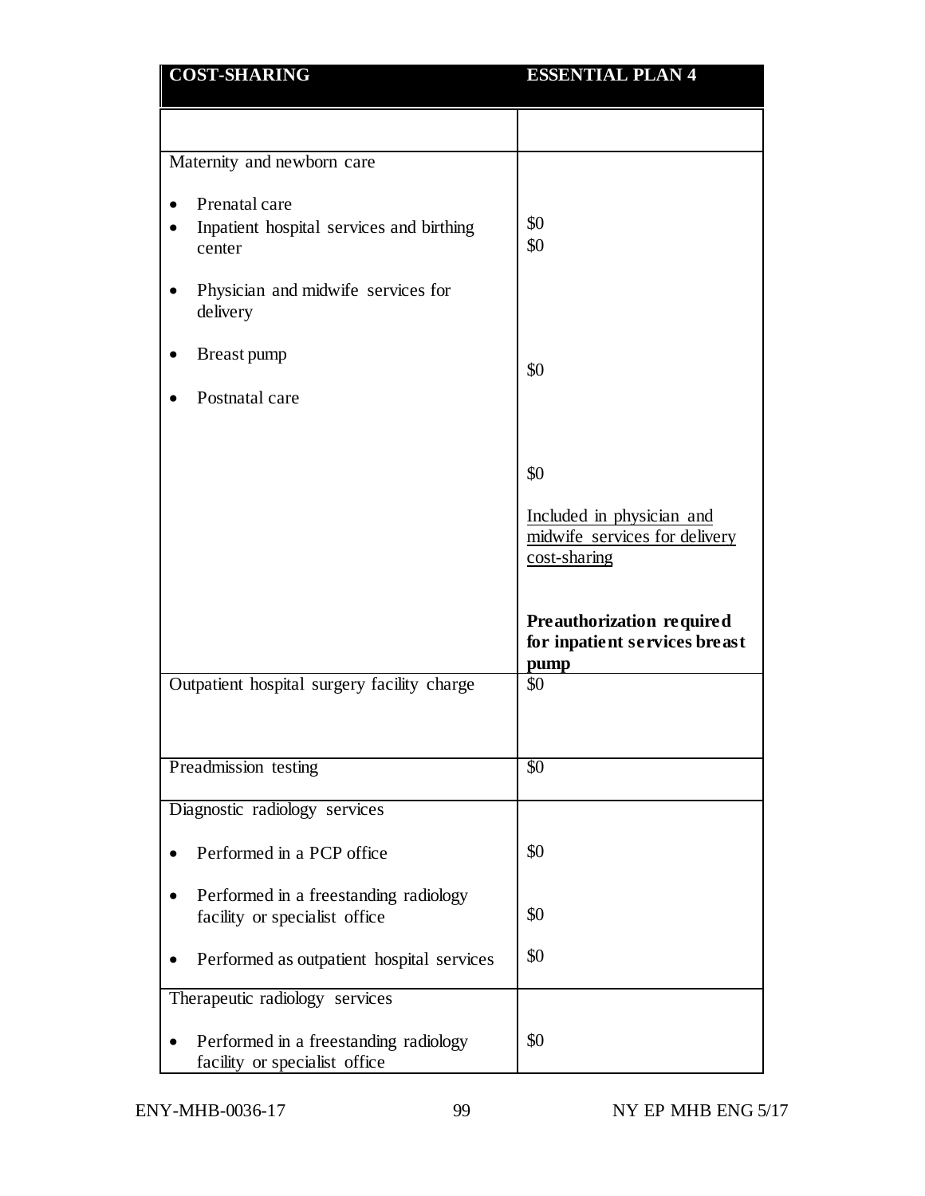| COST-SHARING | ESSENTIAL PLAN 4 |
| --- | --- |
| | |
| Maternity and newborn care<br><br>• Prenatal care<br>• Inpatient hospital services and birthing center<br><br>• Physician and midwife services for delivery<br><br>• Breast pump<br><br>• Postnatal care | $0<br>$0<br><br>$0<br><br>$0<br><br>Included in physician and midwife services for delivery cost-sharing<br><br>**Preauthorization required for inpatient services breast pump** |
| Outpatient hospital surgery facility charge | $0 |
| Preadmission testing | $0 |
| Diagnostic radiology services<br><br>• Performed in a PCP office<br><br>• Performed in a freestanding radiology facility or specialist office<br><br>• Performed as outpatient hospital services | <br><br>$0<br><br>$0<br><br>$0 |
| Therapeutic radiology services<br><br>• Performed in a freestanding radiology facility or specialist office | <br><br>$0 |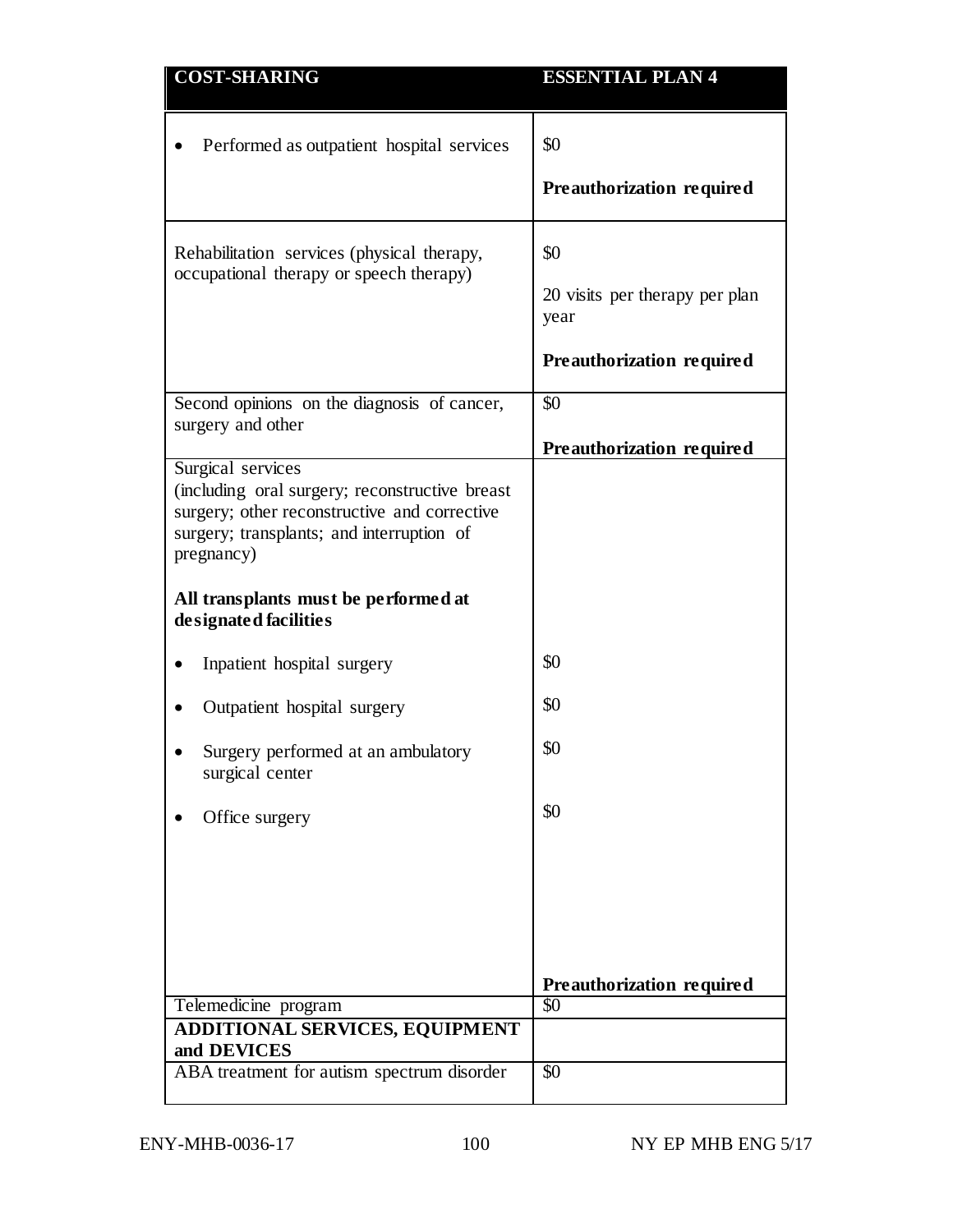| COST-SHARING | ESSENTIAL PLAN 4 |
|---|---|
| • Performed as outpatient hospital services | $0<br><br>**Preauthorization required** |
| Rehabilitation services (physical therapy, occupational therapy or speech therapy) | $0<br><br>20 visits per therapy per plan year<br><br>**Preauthorization required** |
| Second opinions on the diagnosis of cancer, surgery and other | $0<br><br>**Preauthorization required** |
| Surgical services (including oral surgery; reconstructive breast surgery; other reconstructive and corrective surgery; transplants; and interruption of pregnancy)<br><br>**All transplants must be performed at designated facilities**<br><br>• Inpatient hospital surgery<br><br>• Outpatient hospital surgery<br><br>• Surgery performed at an ambulatory surgical center<br><br>• Office surgery | <br><br><br><br>$0<br><br>$0<br><br>$0<br><br>$0<br><br>**Preauthorization required** |
| Telemedicine program | $0 |
| **ADDITIONAL SERVICES, EQUIPMENT and DEVICES** | |
| ABA treatment for autism spectrum disorder | $0 |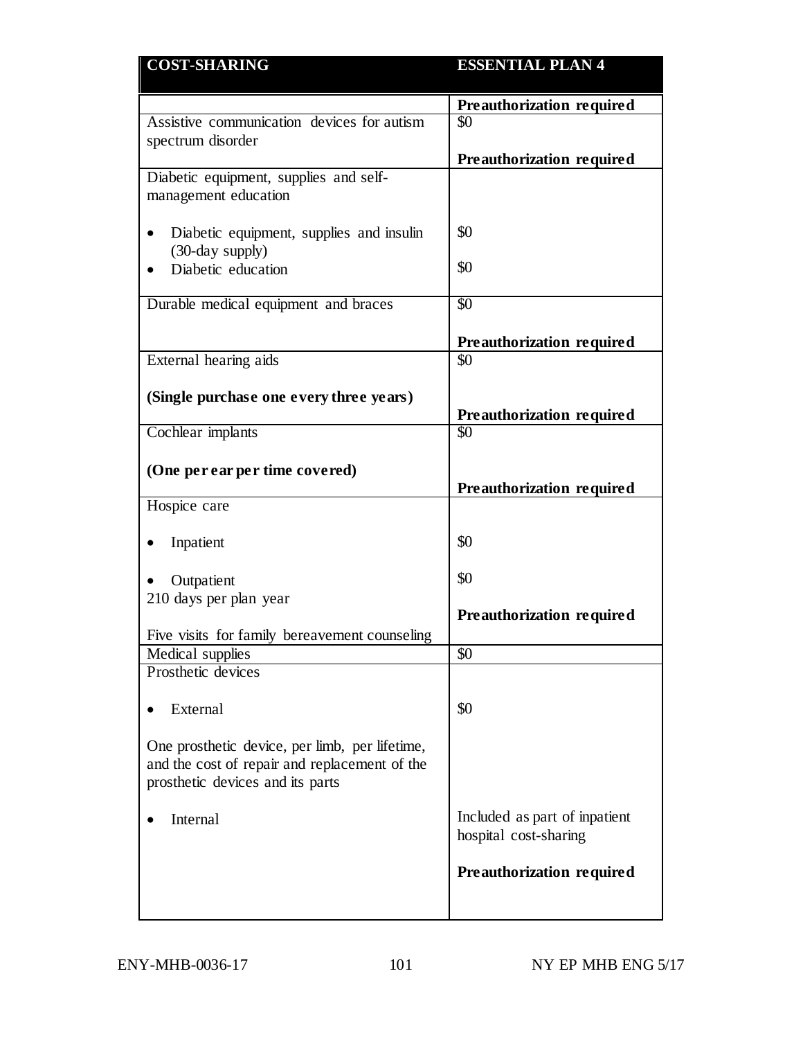| COST-SHARING | ESSENTIAL PLAN 4 |
|---|---|
| | **Preauthorization required** |
| Assistive communication devices for autism spectrum disorder | $0<br><br>**Preauthorization required** |
| Diabetic equipment, supplies and self-management education<br><br>• Diabetic equipment, supplies and insulin (30-day supply)<br>• Diabetic education | <br><br><br>$0<br><br>$0 |
| Durable medical equipment and braces | $0<br><br>**Preauthorization required** |
| External hearing aids<br><br>**(Single purchase one every three years)** | $0<br><br><br>**Preauthorization required** |
| Cochlear implants<br><br>**(One per ear per time covered)** | $0<br><br><br>**Preauthorization required** |
| Hospice care<br><br>• Inpatient<br><br>• Outpatient<br>210 days per plan year<br><br>Five visits for family bereavement counseling | <br><br>$0<br><br>$0<br><br>**Preauthorization required** |
| Medical supplies | $0 |
| Prosthetic devices<br><br>• External<br><br>One prosthetic device, per limb, per lifetime, and the cost of repair and replacement of the prosthetic devices and its parts<br><br>• Internal | <br><br>$0<br><br><br><br><br>Included as part of inpatient hospital cost-sharing<br><br>**Preauthorization required** |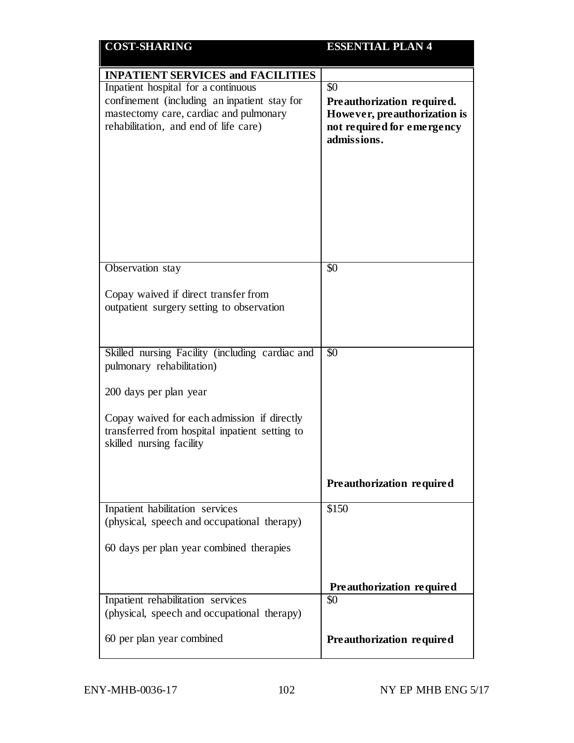| COST-SHARING | ESSENTIAL PLAN 4 |
|---|---|
| **INPATIENT SERVICES and FACILITIES** | |
| Inpatient hospital for a continuous confinement (including an inpatient stay for mastectomy care, cardiac and pulmonary rehabilitation, and end of life care) | $0<br>**Preauthorization required. However, preauthorization is not required for emergency admissions.** |
| Observation stay<br><br>Copay waived if direct transfer from outpatient surgery setting to observation | $0 |
| Skilled nursing Facility (including cardiac and pulmonary rehabilitation)<br><br>200 days per plan year<br><br>Copay waived for each admission if directly transferred from hospital inpatient setting to skilled nursing facility | $0<br><br>**Preauthorization required** |
| Inpatient habilitation services (physical, speech and occupational therapy)<br><br>60 days per plan year combined therapies | $150<br><br>**Preauthorization required** |
| Inpatient rehabilitation services (physical, speech and occupational therapy)<br><br>60 per plan year combined | $0<br><br>**Preauthorization required** |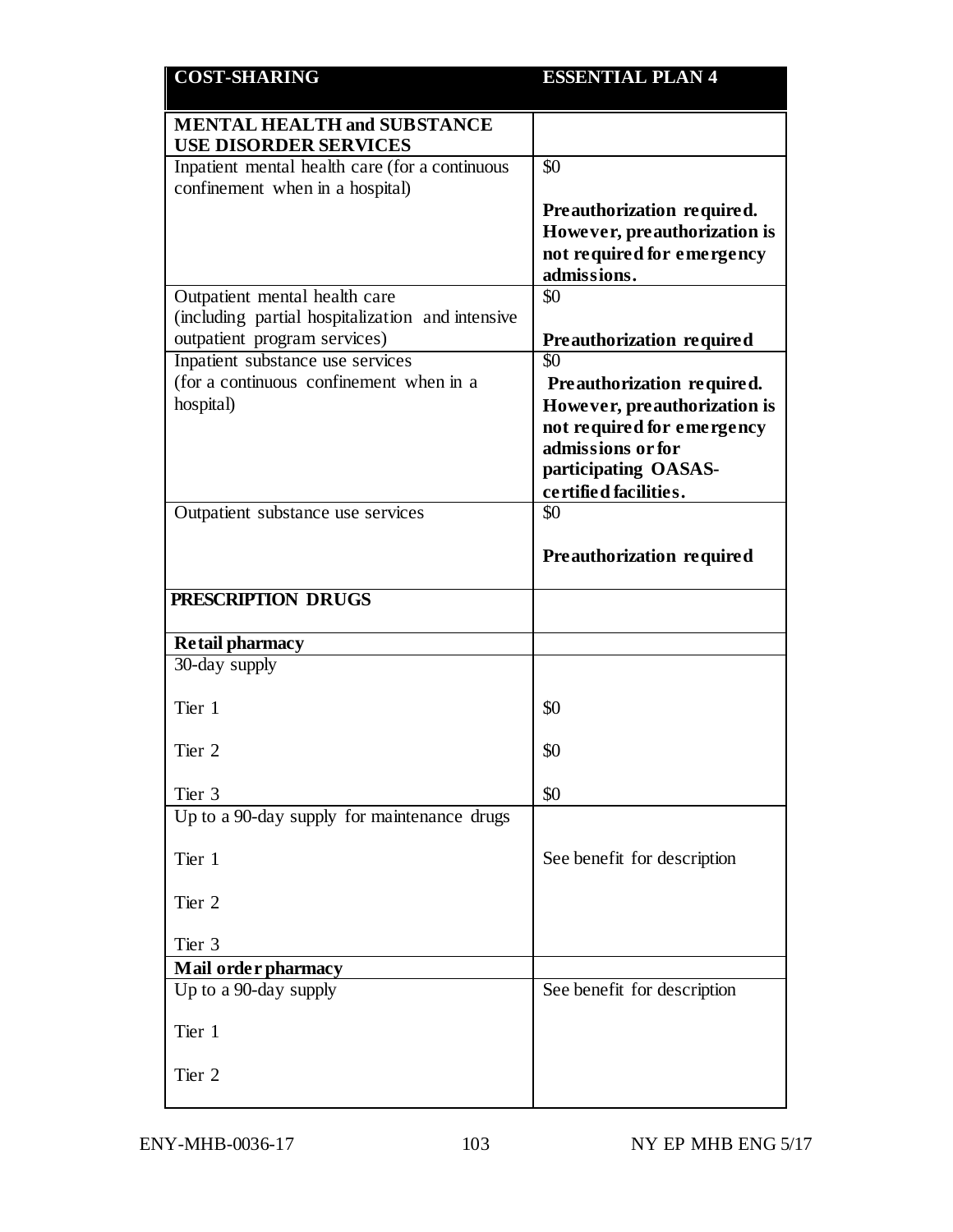| COST-SHARING | ESSENTIAL PLAN 4 |
|---|---|
| **MENTAL HEALTH and SUBSTANCE USE DISORDER SERVICES** | |
| Inpatient mental health care (for a continuous confinement when in a hospital) | $0<br><br>**Preauthorization required. However, preauthorization is not required for emergency admissions.** |
| Outpatient mental health care (including partial hospitalization and intensive outpatient program services) | $0<br><br>**Preauthorization required** |
| Inpatient substance use services (for a continuous confinement when in a hospital) | $0<br>**Preauthorization required. However, preauthorization is not required for emergency admissions or for participating OASAS-certified facilities.** |
| Outpatient substance use services | $0<br><br>**Preauthorization required** |
| **PRESCRIPTION DRUGS** | |
| **Retail pharmacy** | |
| 30-day supply<br><br>Tier 1<br><br>Tier 2<br><br>Tier 3 | <br><br>$0<br><br>$0<br><br>$0 |
| Up to a 90-day supply for maintenance drugs<br><br>Tier 1<br><br>Tier 2<br><br>Tier 3 | <br><br>See benefit for description |
| **Mail order pharmacy** | |
| Up to a 90-day supply<br><br>Tier 1<br><br>Tier 2 | See benefit for description |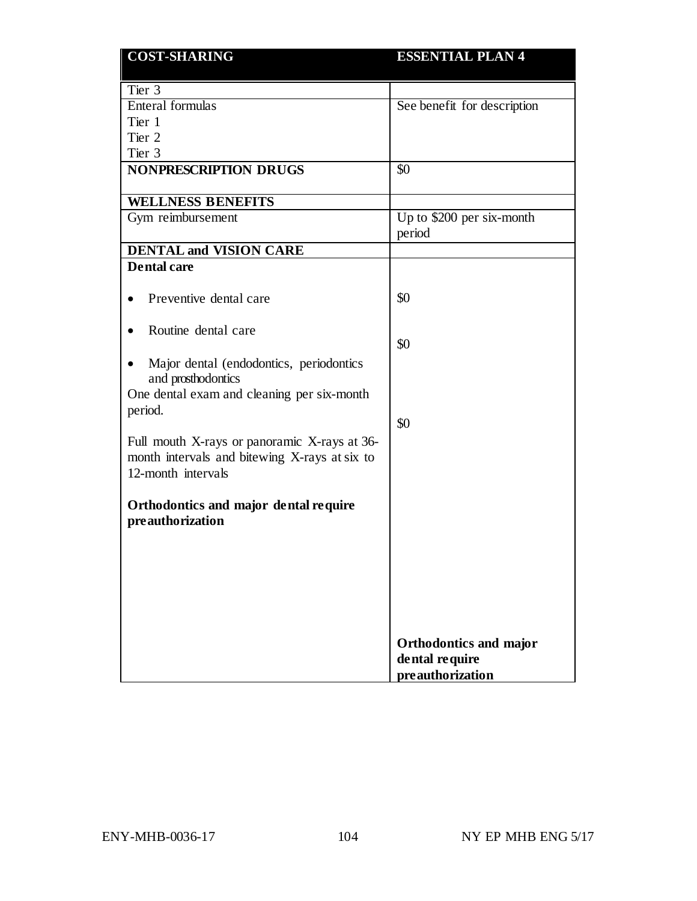| COST-SHARING | ESSENTIAL PLAN 4 |
|---|---|
| Tier 3 | |
| Enteral formulas<br>Tier 1<br>Tier 2<br>Tier 3 | See benefit for description |
| **NONPRESCRIPTION DRUGS** | $0 |
| **WELLNESS BENEFITS** | |
| Gym reimbursement | Up to $200 per six-month period |
| **DENTAL and VISION CARE** | |
| **Dental care**<br><br>• Preventive dental care<br><br>• Routine dental care<br><br>• Major dental (endodontics, periodontics and prosthodontics<br>One dental exam and cleaning per six-month period.<br><br>Full mouth X-rays or panoramic X-rays at 36-month intervals and bitewing X-rays at six to 12-month intervals<br><br>**Orthodontics and major dental require preauthorization** | <br><br>$0<br><br>$0<br><br><br><br>$0<br><br><br><br><br><br>**Orthodontics and major dental require preauthorization** |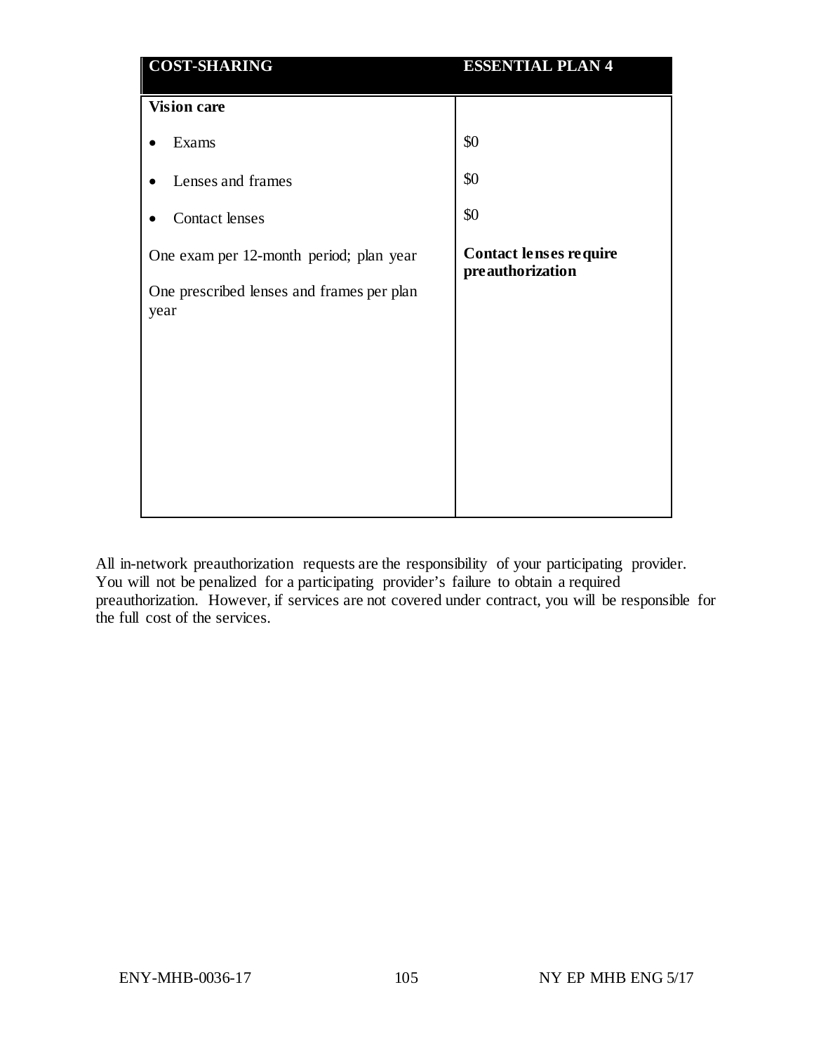| COST-SHARING | ESSENTIAL PLAN 4 |
|---|---|
| **Vision care** | |
| • Exams | $0 |
| • Lenses and frames | $0 |
| • Contact lenses | $0 |
| One exam per 12-month period; plan year<br><br>One prescribed lenses and frames per plan year | **Contact lenses require preauthorization** |

All in-network preauthorization requests are the responsibility of your participating provider. You will not be penalized for a participating provider's failure to obtain a required preauthorization. However, if services are not covered under contract, you will be responsible for the full cost of the services.